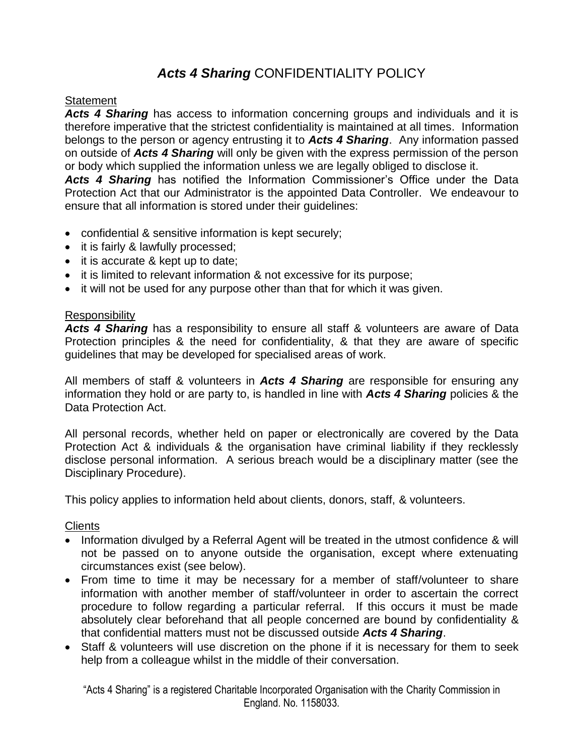# ***Acts 4 Sharing*** CONFIDENTIALITY POLICY

Statement

***Acts 4 Sharing*** has access to information concerning groups and individuals and it is therefore imperative that the strictest confidentiality is maintained at all times. Information belongs to the person or agency entrusting it to ***Acts 4 Sharing***. Any information passed on outside of ***Acts 4 Sharing*** will only be given with the express permission of the person or body which supplied the information unless we are legally obliged to disclose it.

***Acts 4 Sharing*** has notified the Information Commissioner's Office under the Data Protection Act that our Administrator is the appointed Data Controller. We endeavour to ensure that all information is stored under their guidelines:

- confidential & sensitive information is kept securely;
- it is fairly & lawfully processed;
- it is accurate & kept up to date;
- it is limited to relevant information & not excessive for its purpose;
- it will not be used for any purpose other than that for which it was given.

Responsibility

***Acts 4 Sharing*** has a responsibility to ensure all staff & volunteers are aware of Data Protection principles & the need for confidentiality, & that they are aware of specific guidelines that may be developed for specialised areas of work.

All members of staff & volunteers in ***Acts 4 Sharing*** are responsible for ensuring any information they hold or are party to, is handled in line with ***Acts 4 Sharing*** policies & the Data Protection Act.

All personal records, whether held on paper or electronically are covered by the Data Protection Act & individuals & the organisation have criminal liability if they recklessly disclose personal information. A serious breach would be a disciplinary matter (see the Disciplinary Procedure).

This policy applies to information held about clients, donors, staff, & volunteers.

Clients

- Information divulged by a Referral Agent will be treated in the utmost confidence & will not be passed on to anyone outside the organisation, except where extenuating circumstances exist (see below).
- From time to time it may be necessary for a member of staff/volunteer to share information with another member of staff/volunteer in order to ascertain the correct procedure to follow regarding a particular referral. If this occurs it must be made absolutely clear beforehand that all people concerned are bound by confidentiality & that confidential matters must not be discussed outside ***Acts 4 Sharing***.
- Staff & volunteers will use discretion on the phone if it is necessary for them to seek help from a colleague whilst in the middle of their conversation.

"Acts 4 Sharing" is a registered Charitable Incorporated Organisation with the Charity Commission in England. No. 1158033.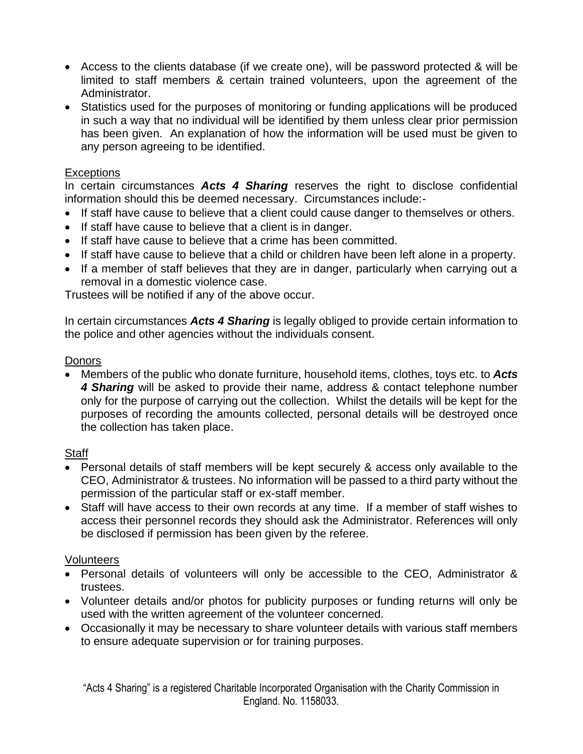- Access to the clients database (if we create one), will be password protected & will be limited to staff members & certain trained volunteers, upon the agreement of the Administrator.
- Statistics used for the purposes of monitoring or funding applications will be produced in such a way that no individual will be identified by them unless clear prior permission has been given. An explanation of how the information will be used must be given to any person agreeing to be identified.

Exceptions

In certain circumstances ***Acts 4 Sharing*** reserves the right to disclose confidential information should this be deemed necessary. Circumstances include:-

- If staff have cause to believe that a client could cause danger to themselves or others.
- If staff have cause to believe that a client is in danger.
- If staff have cause to believe that a crime has been committed.
- If staff have cause to believe that a child or children have been left alone in a property.
- If a member of staff believes that they are in danger, particularly when carrying out a removal in a domestic violence case.

Trustees will be notified if any of the above occur.

In certain circumstances ***Acts 4 Sharing*** is legally obliged to provide certain information to the police and other agencies without the individuals consent.

Donors

- Members of the public who donate furniture, household items, clothes, toys etc. to ***Acts 4 Sharing*** will be asked to provide their name, address & contact telephone number only for the purpose of carrying out the collection. Whilst the details will be kept for the purposes of recording the amounts collected, personal details will be destroyed once the collection has taken place.

Staff

- Personal details of staff members will be kept securely & access only available to the CEO, Administrator & trustees. No information will be passed to a third party without the permission of the particular staff or ex-staff member.
- Staff will have access to their own records at any time. If a member of staff wishes to access their personnel records they should ask the Administrator. References will only be disclosed if permission has been given by the referee.

Volunteers

- Personal details of volunteers will only be accessible to the CEO, Administrator & trustees.
- Volunteer details and/or photos for publicity purposes or funding returns will only be used with the written agreement of the volunteer concerned.
- Occasionally it may be necessary to share volunteer details with various staff members to ensure adequate supervision or for training purposes.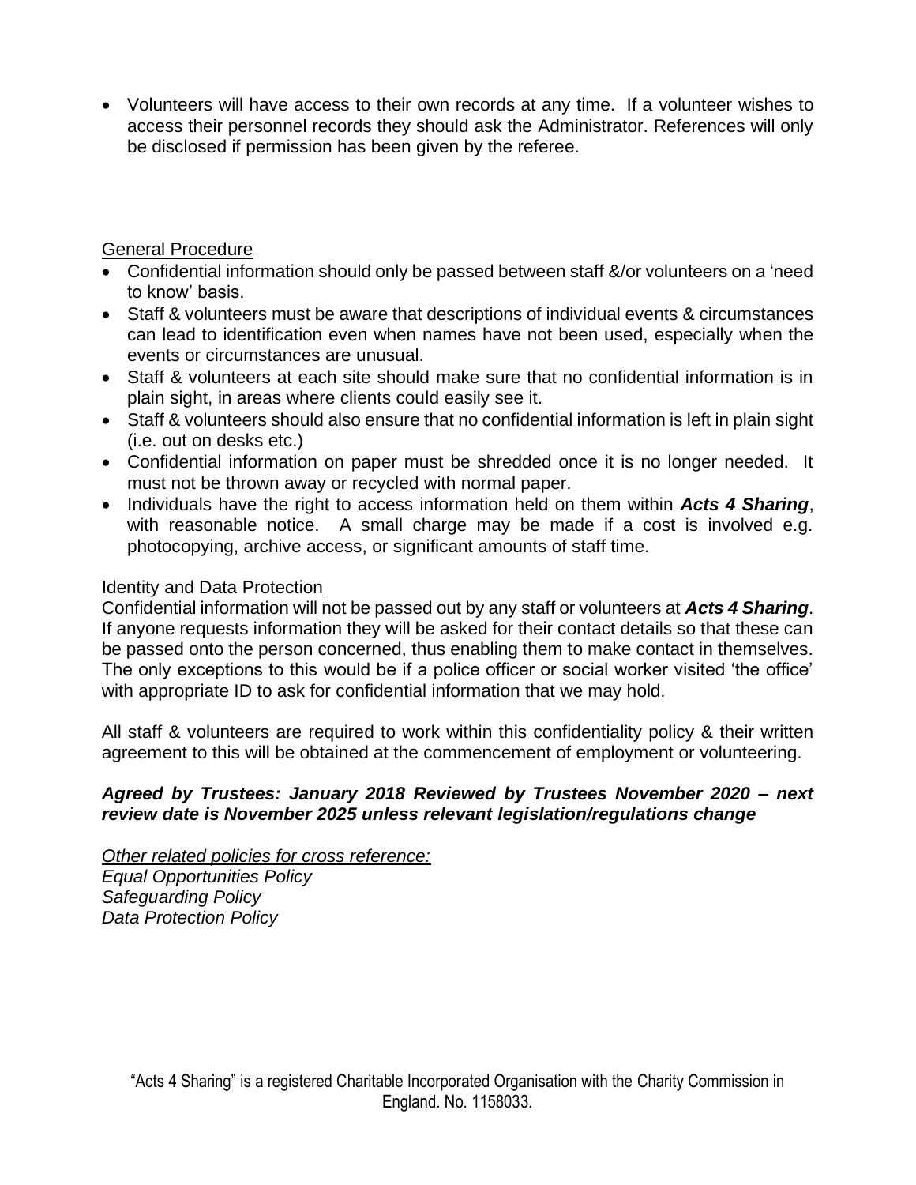- Volunteers will have access to their own records at any time. If a volunteer wishes to access their personnel records they should ask the Administrator. References will only be disclosed if permission has been given by the referee.

<u>General Procedure</u>

- Confidential information should only be passed between staff &/or volunteers on a 'need to know' basis.
- Staff & volunteers must be aware that descriptions of individual events & circumstances can lead to identification even when names have not been used, especially when the events or circumstances are unusual.
- Staff & volunteers at each site should make sure that no confidential information is in plain sight, in areas where clients could easily see it.
- Staff & volunteers should also ensure that no confidential information is left in plain sight (i.e. out on desks etc.)
- Confidential information on paper must be shredded once it is no longer needed. It must not be thrown away or recycled with normal paper.
- Individuals have the right to access information held on them within ***Acts 4 Sharing***, with reasonable notice. A small charge may be made if a cost is involved e.g. photocopying, archive access, or significant amounts of staff time.

<u>Identity and Data Protection</u>

Confidential information will not be passed out by any staff or volunteers at ***Acts 4 Sharing***. If anyone requests information they will be asked for their contact details so that these can be passed onto the person concerned, thus enabling them to make contact in themselves. The only exceptions to this would be if a police officer or social worker visited 'the office' with appropriate ID to ask for confidential information that we may hold.

All staff & volunteers are required to work within this confidentiality policy & their written agreement to this will be obtained at the commencement of employment or volunteering.

***Agreed by Trustees: January 2018 Reviewed by Trustees November 2020 – next review date is November 2025 unless relevant legislation/regulations change***

*<u>Other related policies for cross reference:</u>*
*Equal Opportunities Policy*
*Safeguarding Policy*
*Data Protection Policy*

"Acts 4 Sharing" is a registered Charitable Incorporated Organisation with the Charity Commission in England. No. 1158033.